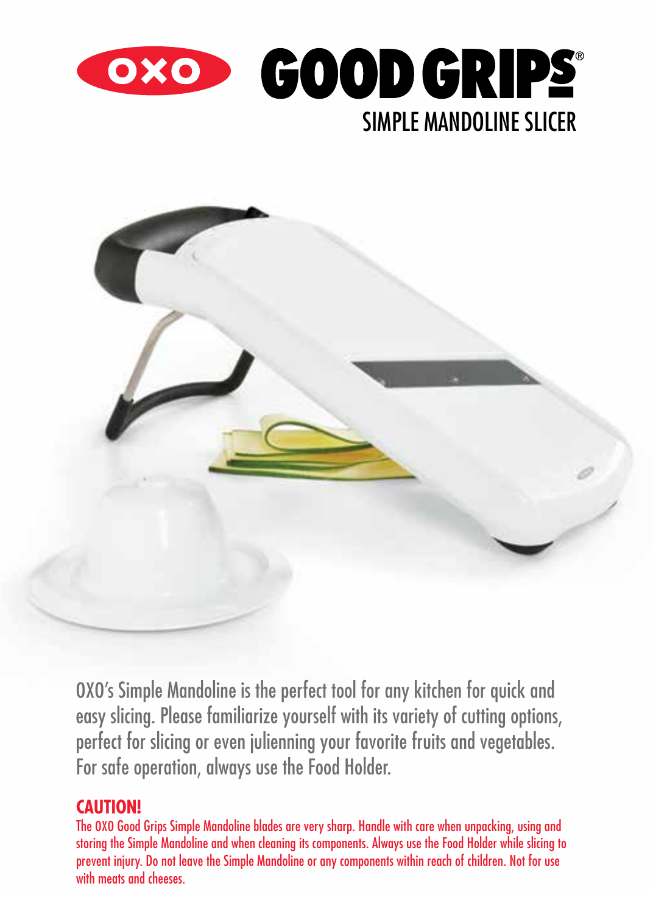# OXO GOOD GRIPS®

## SIMPLE MANDOLINE SLICER

OXO's Simple Mandoline is the perfect tool for any kitchen for quick and easy slicing. Please familiarize yourself with its variety of cutting options, perfect for slicing or even julienning your favorite fruits and vegetables. For safe operation, always use the Food Holder.

**CAUTION!**

The OXO Good Grips Simple Mandoline blades are very sharp. Handle with care when unpacking, using and storing the Simple Mandoline and when cleaning its components. Always use the Food Holder while slicing to prevent injury. Do not leave the Simple Mandoline or any components within reach of children. Not for use with meats and cheeses.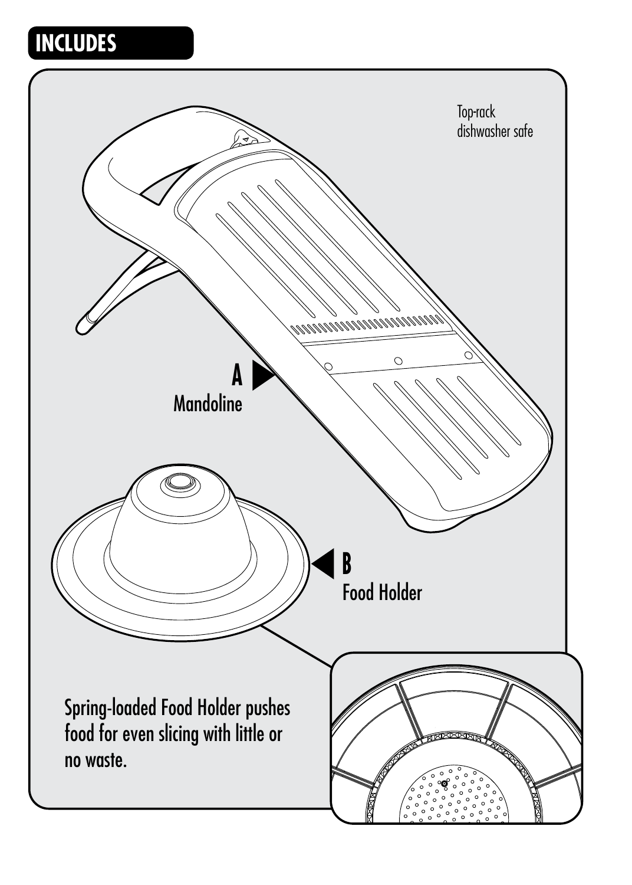## INCLUDES

Top-rack dishwasher safe

**A** Mandoline

**B** Food Holder

Spring-loaded Food Holder pushes food for even slicing with little or no waste.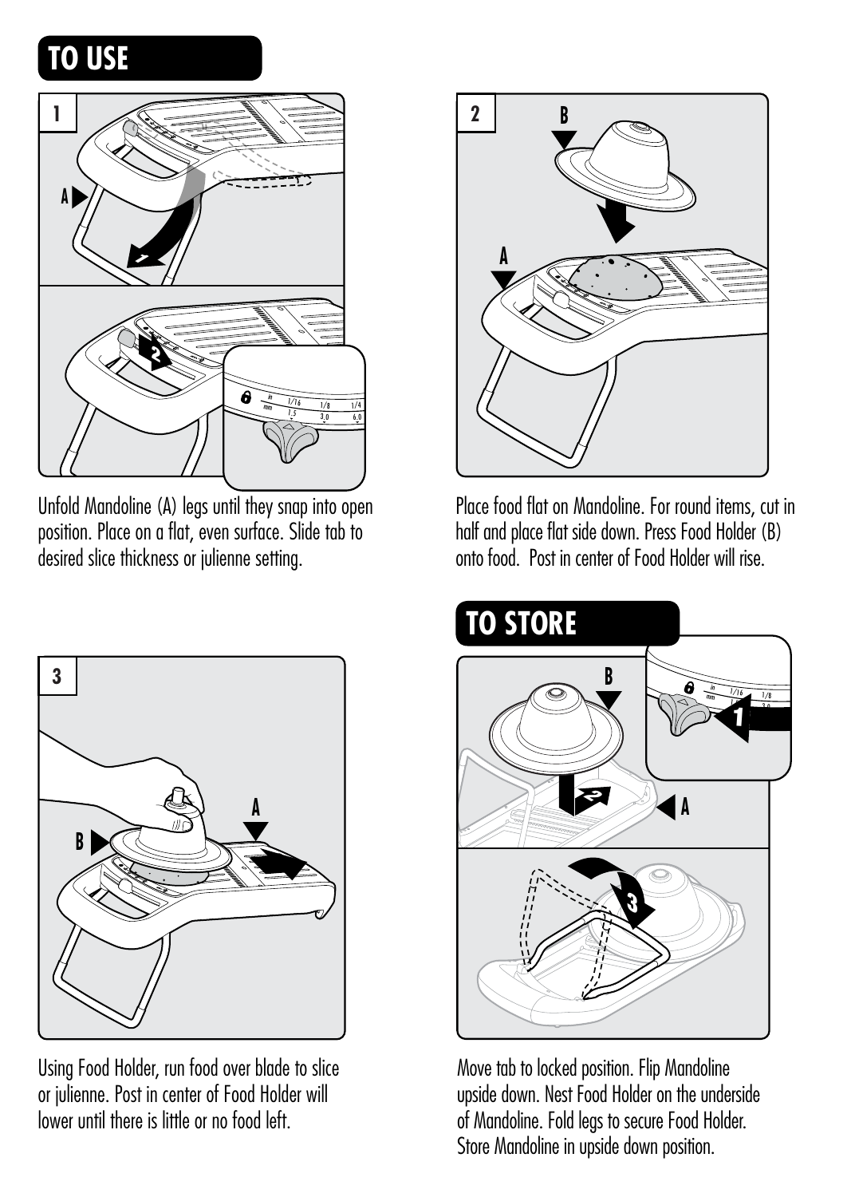## TO USE

1

Unfold Mandoline (A) legs until they snap into open position. Place on a flat, even surface. Slide tab to desired slice thickness or julienne setting.

2

Place food flat on Mandoline. For round items, cut in half and place flat side down. Press Food Holder (B) onto food. Post in center of Food Holder will rise.

3

Using Food Holder, run food over blade to slice or julienne. Post in center of Food Holder will lower until there is little or no food left.

## TO STORE

Move tab to locked position. Flip Mandoline upside down. Nest Food Holder on the underside of Mandoline. Fold legs to secure Food Holder. Store Mandoline in upside down position.